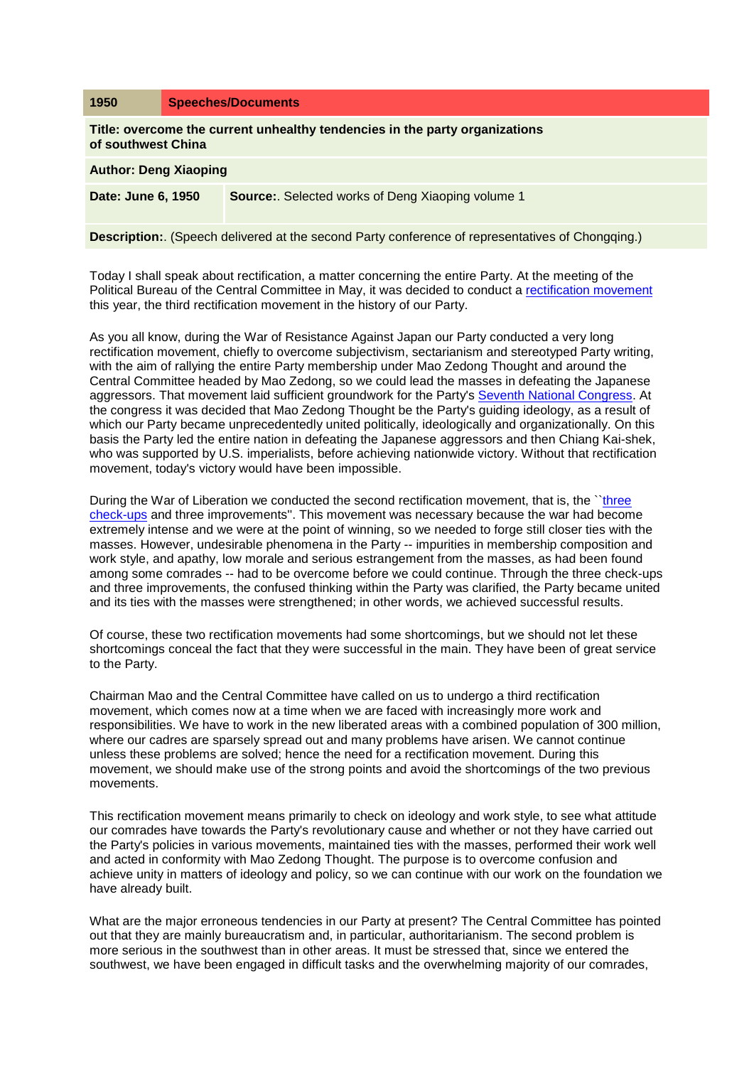| 1950 | Speeches/Documents |
| --- | --- |

**Title: overcome the current unhealthy tendencies in the party organizations of southwest China**

**Author: Deng Xiaoping**

| **Date: June 6, 1950** | **Source:**. Selected works of Deng Xiaoping volume 1 |
| --- | --- |

**Description:**. (Speech delivered at the second Party conference of representatives of Chongqing.)

Today I shall speak about rectification, a matter concerning the entire Party. At the meeting of the Political Bureau of the Central Committee in May, it was decided to conduct a rectification movement this year, the third rectification movement in the history of our Party.

As you all know, during the War of Resistance Against Japan our Party conducted a very long rectification movement, chiefly to overcome subjectivism, sectarianism and stereotyped Party writing, with the aim of rallying the entire Party membership under Mao Zedong Thought and around the Central Committee headed by Mao Zedong, so we could lead the masses in defeating the Japanese aggressors. That movement laid sufficient groundwork for the Party's Seventh National Congress. At the congress it was decided that Mao Zedong Thought be the Party's guiding ideology, as a result of which our Party became unprecedentedly united politically, ideologically and organizationally. On this basis the Party led the entire nation in defeating the Japanese aggressors and then Chiang Kai-shek, who was supported by U.S. imperialists, before achieving nationwide victory. Without that rectification movement, today's victory would have been impossible.

During the War of Liberation we conducted the second rectification movement, that is, the ``three check-ups and three improvements''. This movement was necessary because the war had become extremely intense and we were at the point of winning, so we needed to forge still closer ties with the masses. However, undesirable phenomena in the Party -- impurities in membership composition and work style, and apathy, low morale and serious estrangement from the masses, as had been found among some comrades -- had to be overcome before we could continue. Through the three check-ups and three improvements, the confused thinking within the Party was clarified, the Party became united and its ties with the masses were strengthened; in other words, we achieved successful results.

Of course, these two rectification movements had some shortcomings, but we should not let these shortcomings conceal the fact that they were successful in the main. They have been of great service to the Party.

Chairman Mao and the Central Committee have called on us to undergo a third rectification movement, which comes now at a time when we are faced with increasingly more work and responsibilities. We have to work in the new liberated areas with a combined population of 300 million, where our cadres are sparsely spread out and many problems have arisen. We cannot continue unless these problems are solved; hence the need for a rectification movement. During this movement, we should make use of the strong points and avoid the shortcomings of the two previous movements.

This rectification movement means primarily to check on ideology and work style, to see what attitude our comrades have towards the Party's revolutionary cause and whether or not they have carried out the Party's policies in various movements, maintained ties with the masses, performed their work well and acted in conformity with Mao Zedong Thought. The purpose is to overcome confusion and achieve unity in matters of ideology and policy, so we can continue with our work on the foundation we have already built.

What are the major erroneous tendencies in our Party at present? The Central Committee has pointed out that they are mainly bureaucratism and, in particular, authoritarianism. The second problem is more serious in the southwest than in other areas. It must be stressed that, since we entered the southwest, we have been engaged in difficult tasks and the overwhelming majority of our comrades,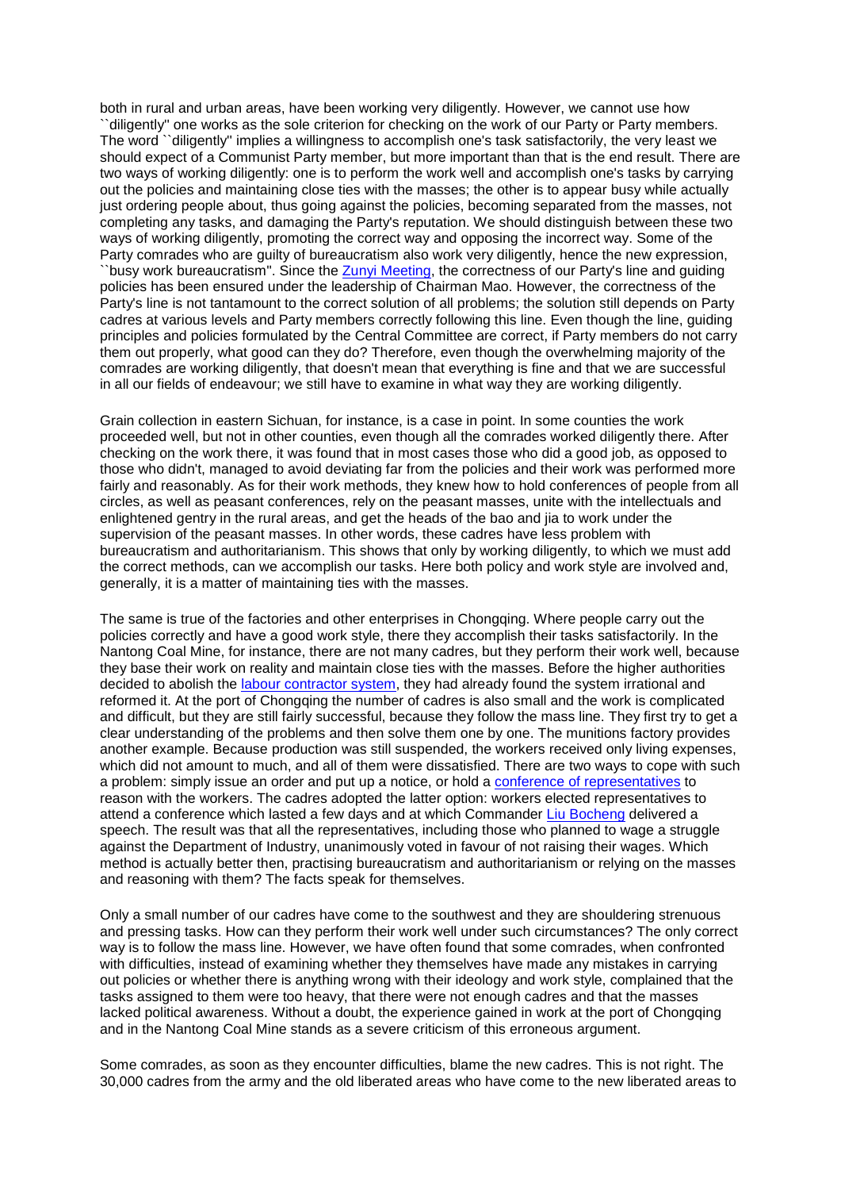both in rural and urban areas, have been working very diligently. However, we cannot use how ``diligently'' one works as the sole criterion for checking on the work of our Party or Party members. The word ``diligently'' implies a willingness to accomplish one's task satisfactorily, the very least we should expect of a Communist Party member, but more important than that is the end result. There are two ways of working diligently: one is to perform the work well and accomplish one's tasks by carrying out the policies and maintaining close ties with the masses; the other is to appear busy while actually just ordering people about, thus going against the policies, becoming separated from the masses, not completing any tasks, and damaging the Party's reputation. We should distinguish between these two ways of working diligently, promoting the correct way and opposing the incorrect way. Some of the Party comrades who are guilty of bureaucratism also work very diligently, hence the new expression, ``busy work bureaucratism''. Since the Zunyi Meeting, the correctness of our Party's line and guiding policies has been ensured under the leadership of Chairman Mao. However, the correctness of the Party's line is not tantamount to the correct solution of all problems; the solution still depends on Party cadres at various levels and Party members correctly following this line. Even though the line, guiding principles and policies formulated by the Central Committee are correct, if Party members do not carry them out properly, what good can they do? Therefore, even though the overwhelming majority of the comrades are working diligently, that doesn't mean that everything is fine and that we are successful in all our fields of endeavour; we still have to examine in what way they are working diligently.

Grain collection in eastern Sichuan, for instance, is a case in point. In some counties the work proceeded well, but not in other counties, even though all the comrades worked diligently there. After checking on the work there, it was found that in most cases those who did a good job, as opposed to those who didn't, managed to avoid deviating far from the policies and their work was performed more fairly and reasonably. As for their work methods, they knew how to hold conferences of people from all circles, as well as peasant conferences, rely on the peasant masses, unite with the intellectuals and enlightened gentry in the rural areas, and get the heads of the bao and jia to work under the supervision of the peasant masses. In other words, these cadres have less problem with bureaucratism and authoritarianism. This shows that only by working diligently, to which we must add the correct methods, can we accomplish our tasks. Here both policy and work style are involved and, generally, it is a matter of maintaining ties with the masses.

The same is true of the factories and other enterprises in Chongqing. Where people carry out the policies correctly and have a good work style, there they accomplish their tasks satisfactorily. In the Nantong Coal Mine, for instance, there are not many cadres, but they perform their work well, because they base their work on reality and maintain close ties with the masses. Before the higher authorities decided to abolish the labour contractor system, they had already found the system irrational and reformed it. At the port of Chongqing the number of cadres is also small and the work is complicated and difficult, but they are still fairly successful, because they follow the mass line. They first try to get a clear understanding of the problems and then solve them one by one. The munitions factory provides another example. Because production was still suspended, the workers received only living expenses, which did not amount to much, and all of them were dissatisfied. There are two ways to cope with such a problem: simply issue an order and put up a notice, or hold a conference of representatives to reason with the workers. The cadres adopted the latter option: workers elected representatives to attend a conference which lasted a few days and at which Commander Liu Bocheng delivered a speech. The result was that all the representatives, including those who planned to wage a struggle against the Department of Industry, unanimously voted in favour of not raising their wages. Which method is actually better then, practising bureaucratism and authoritarianism or relying on the masses and reasoning with them? The facts speak for themselves.

Only a small number of our cadres have come to the southwest and they are shouldering strenuous and pressing tasks. How can they perform their work well under such circumstances? The only correct way is to follow the mass line. However, we have often found that some comrades, when confronted with difficulties, instead of examining whether they themselves have made any mistakes in carrying out policies or whether there is anything wrong with their ideology and work style, complained that the tasks assigned to them were too heavy, that there were not enough cadres and that the masses lacked political awareness. Without a doubt, the experience gained in work at the port of Chongqing and in the Nantong Coal Mine stands as a severe criticism of this erroneous argument.

Some comrades, as soon as they encounter difficulties, blame the new cadres. This is not right. The 30,000 cadres from the army and the old liberated areas who have come to the new liberated areas to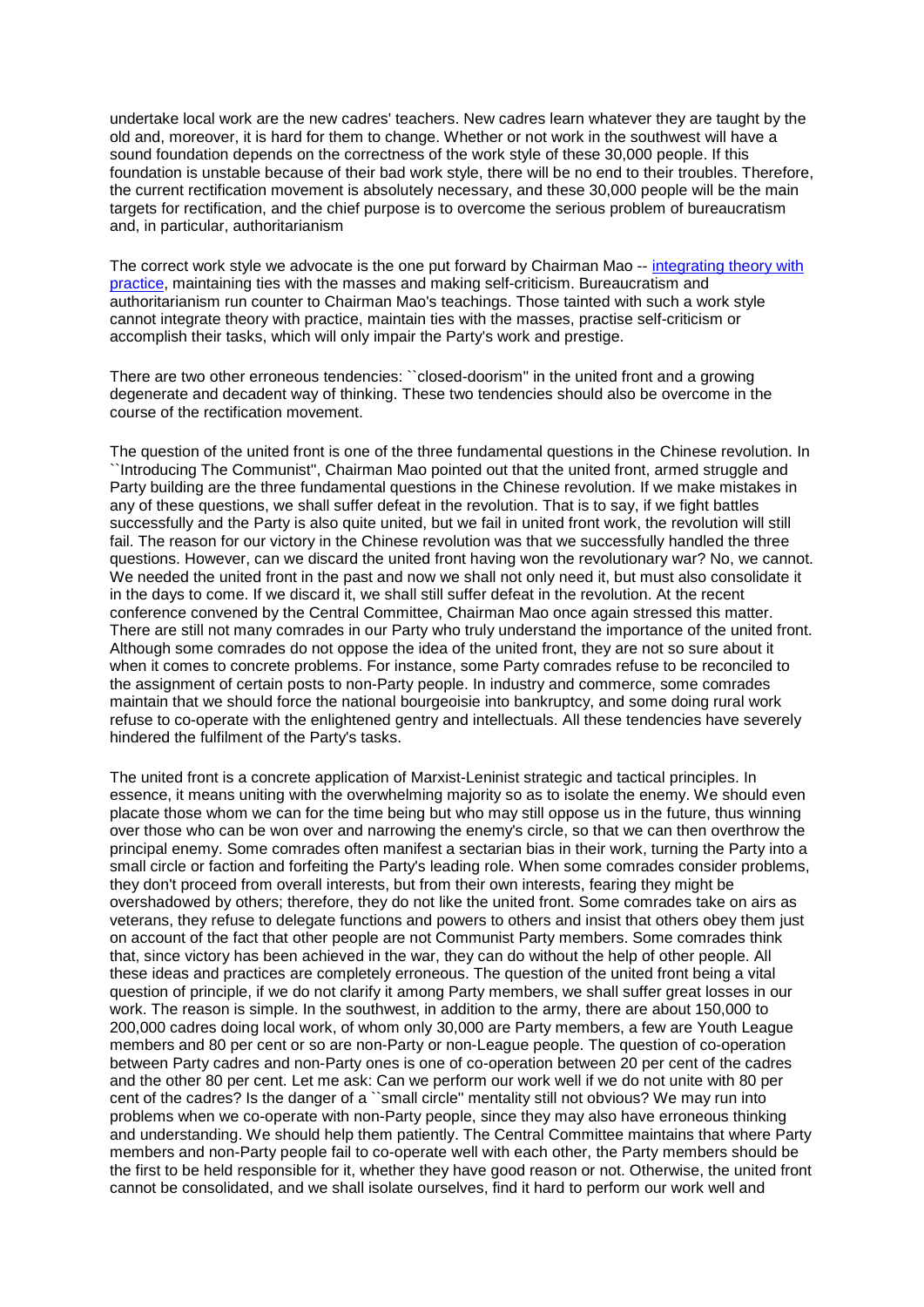undertake local work are the new cadres' teachers. New cadres learn whatever they are taught by the old and, moreover, it is hard for them to change. Whether or not work in the southwest will have a sound foundation depends on the correctness of the work style of these 30,000 people. If this foundation is unstable because of their bad work style, there will be no end to their troubles. Therefore, the current rectification movement is absolutely necessary, and these 30,000 people will be the main targets for rectification, and the chief purpose is to overcome the serious problem of bureaucratism and, in particular, authoritarianism

The correct work style we advocate is the one put forward by Chairman Mao -- [integrating theory with practice](), maintaining ties with the masses and making self-criticism. Bureaucratism and authoritarianism run counter to Chairman Mao's teachings. Those tainted with such a work style cannot integrate theory with practice, maintain ties with the masses, practise self-criticism or accomplish their tasks, which will only impair the Party's work and prestige.

There are two other erroneous tendencies: ``closed-doorism'' in the united front and a growing degenerate and decadent way of thinking. These two tendencies should also be overcome in the course of the rectification movement.

The question of the united front is one of the three fundamental questions in the Chinese revolution. In ``Introducing The Communist'', Chairman Mao pointed out that the united front, armed struggle and Party building are the three fundamental questions in the Chinese revolution. If we make mistakes in any of these questions, we shall suffer defeat in the revolution. That is to say, if we fight battles successfully and the Party is also quite united, but we fail in united front work, the revolution will still fail. The reason for our victory in the Chinese revolution was that we successfully handled the three questions. However, can we discard the united front having won the revolutionary war? No, we cannot. We needed the united front in the past and now we shall not only need it, but must also consolidate it in the days to come. If we discard it, we shall still suffer defeat in the revolution. At the recent conference convened by the Central Committee, Chairman Mao once again stressed this matter. There are still not many comrades in our Party who truly understand the importance of the united front. Although some comrades do not oppose the idea of the united front, they are not so sure about it when it comes to concrete problems. For instance, some Party comrades refuse to be reconciled to the assignment of certain posts to non-Party people. In industry and commerce, some comrades maintain that we should force the national bourgeoisie into bankruptcy, and some doing rural work refuse to co-operate with the enlightened gentry and intellectuals. All these tendencies have severely hindered the fulfilment of the Party's tasks.

The united front is a concrete application of Marxist-Leninist strategic and tactical principles. In essence, it means uniting with the overwhelming majority so as to isolate the enemy. We should even placate those whom we can for the time being but who may still oppose us in the future, thus winning over those who can be won over and narrowing the enemy's circle, so that we can then overthrow the principal enemy. Some comrades often manifest a sectarian bias in their work, turning the Party into a small circle or faction and forfeiting the Party's leading role. When some comrades consider problems, they don't proceed from overall interests, but from their own interests, fearing they might be overshadowed by others; therefore, they do not like the united front. Some comrades take on airs as veterans, they refuse to delegate functions and powers to others and insist that others obey them just on account of the fact that other people are not Communist Party members. Some comrades think that, since victory has been achieved in the war, they can do without the help of other people. All these ideas and practices are completely erroneous. The question of the united front being a vital question of principle, if we do not clarify it among Party members, we shall suffer great losses in our work. The reason is simple. In the southwest, in addition to the army, there are about 150,000 to 200,000 cadres doing local work, of whom only 30,000 are Party members, a few are Youth League members and 80 per cent or so are non-Party or non-League people. The question of co-operation between Party cadres and non-Party ones is one of co-operation between 20 per cent of the cadres and the other 80 per cent. Let me ask: Can we perform our work well if we do not unite with 80 per cent of the cadres? Is the danger of a ``small circle'' mentality still not obvious? We may run into problems when we co-operate with non-Party people, since they may also have erroneous thinking and understanding. We should help them patiently. The Central Committee maintains that where Party members and non-Party people fail to co-operate well with each other, the Party members should be the first to be held responsible for it, whether they have good reason or not. Otherwise, the united front cannot be consolidated, and we shall isolate ourselves, find it hard to perform our work well and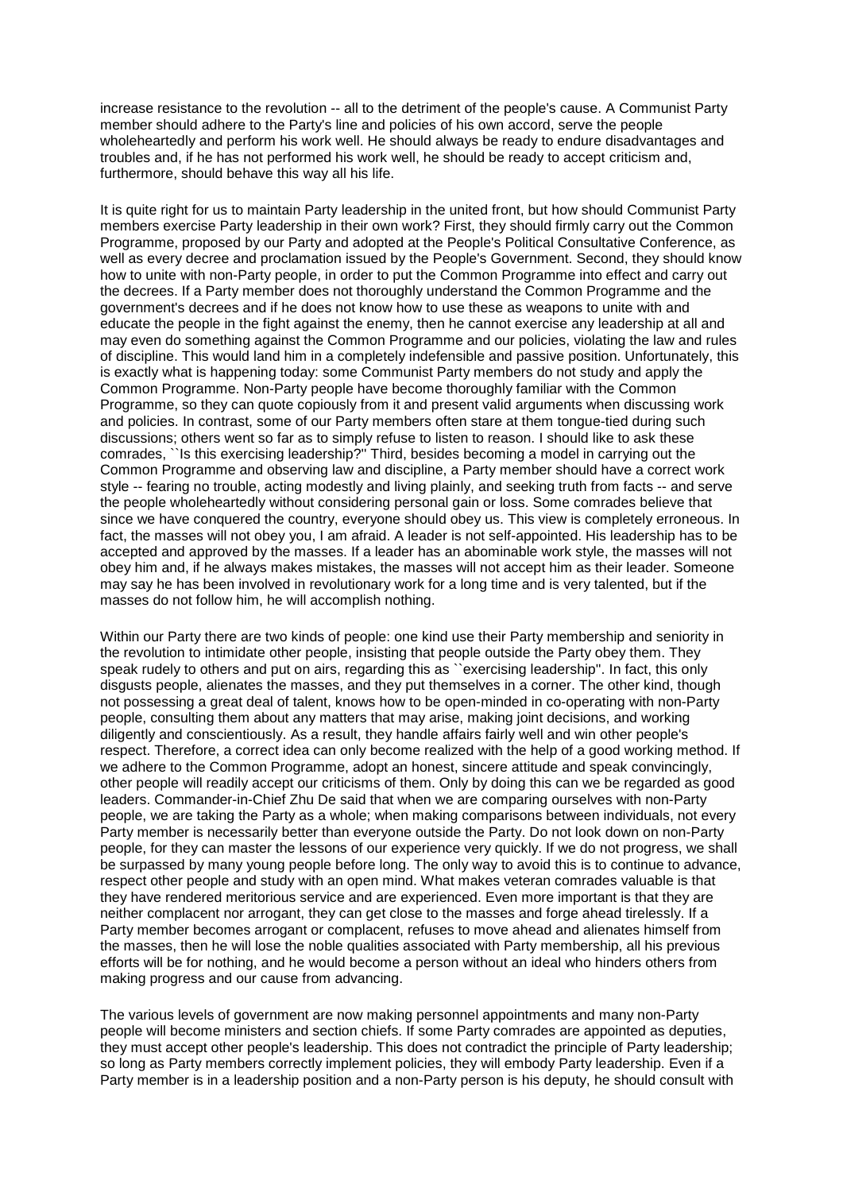increase resistance to the revolution -- all to the detriment of the people's cause. A Communist Party member should adhere to the Party's line and policies of his own accord, serve the people wholeheartedly and perform his work well. He should always be ready to endure disadvantages and troubles and, if he has not performed his work well, he should be ready to accept criticism and, furthermore, should behave this way all his life.

It is quite right for us to maintain Party leadership in the united front, but how should Communist Party members exercise Party leadership in their own work? First, they should firmly carry out the Common Programme, proposed by our Party and adopted at the People's Political Consultative Conference, as well as every decree and proclamation issued by the People's Government. Second, they should know how to unite with non-Party people, in order to put the Common Programme into effect and carry out the decrees. If a Party member does not thoroughly understand the Common Programme and the government's decrees and if he does not know how to use these as weapons to unite with and educate the people in the fight against the enemy, then he cannot exercise any leadership at all and may even do something against the Common Programme and our policies, violating the law and rules of discipline. This would land him in a completely indefensible and passive position. Unfortunately, this is exactly what is happening today: some Communist Party members do not study and apply the Common Programme. Non-Party people have become thoroughly familiar with the Common Programme, so they can quote copiously from it and present valid arguments when discussing work and policies. In contrast, some of our Party members often stare at them tongue-tied during such discussions; others went so far as to simply refuse to listen to reason. I should like to ask these comrades, ``Is this exercising leadership?'' Third, besides becoming a model in carrying out the Common Programme and observing law and discipline, a Party member should have a correct work style -- fearing no trouble, acting modestly and living plainly, and seeking truth from facts -- and serve the people wholeheartedly without considering personal gain or loss. Some comrades believe that since we have conquered the country, everyone should obey us. This view is completely erroneous. In fact, the masses will not obey you, I am afraid. A leader is not self-appointed. His leadership has to be accepted and approved by the masses. If a leader has an abominable work style, the masses will not obey him and, if he always makes mistakes, the masses will not accept him as their leader. Someone may say he has been involved in revolutionary work for a long time and is very talented, but if the masses do not follow him, he will accomplish nothing.

Within our Party there are two kinds of people: one kind use their Party membership and seniority in the revolution to intimidate other people, insisting that people outside the Party obey them. They speak rudely to others and put on airs, regarding this as ``exercising leadership''. In fact, this only disgusts people, alienates the masses, and they put themselves in a corner. The other kind, though not possessing a great deal of talent, knows how to be open-minded in co-operating with non-Party people, consulting them about any matters that may arise, making joint decisions, and working diligently and conscientiously. As a result, they handle affairs fairly well and win other people's respect. Therefore, a correct idea can only become realized with the help of a good working method. If we adhere to the Common Programme, adopt an honest, sincere attitude and speak convincingly, other people will readily accept our criticisms of them. Only by doing this can we be regarded as good leaders. Commander-in-Chief Zhu De said that when we are comparing ourselves with non-Party people, we are taking the Party as a whole; when making comparisons between individuals, not every Party member is necessarily better than everyone outside the Party. Do not look down on non-Party people, for they can master the lessons of our experience very quickly. If we do not progress, we shall be surpassed by many young people before long. The only way to avoid this is to continue to advance, respect other people and study with an open mind. What makes veteran comrades valuable is that they have rendered meritorious service and are experienced. Even more important is that they are neither complacent nor arrogant, they can get close to the masses and forge ahead tirelessly. If a Party member becomes arrogant or complacent, refuses to move ahead and alienates himself from the masses, then he will lose the noble qualities associated with Party membership, all his previous efforts will be for nothing, and he would become a person without an ideal who hinders others from making progress and our cause from advancing.

The various levels of government are now making personnel appointments and many non-Party people will become ministers and section chiefs. If some Party comrades are appointed as deputies, they must accept other people's leadership. This does not contradict the principle of Party leadership; so long as Party members correctly implement policies, they will embody Party leadership. Even if a Party member is in a leadership position and a non-Party person is his deputy, he should consult with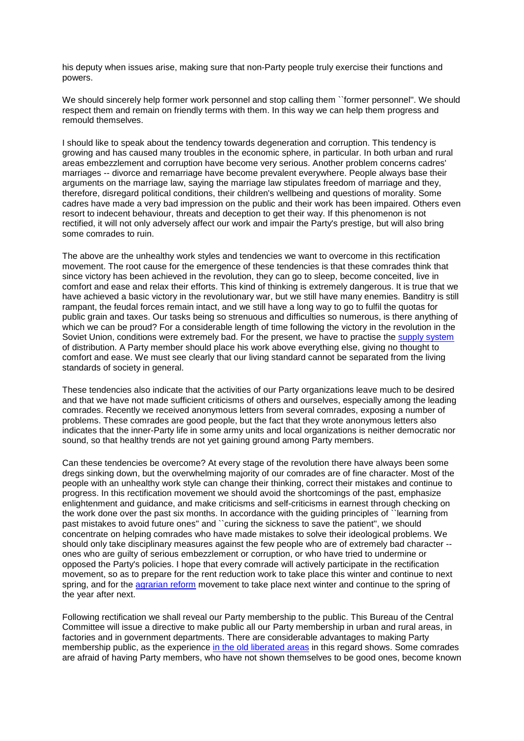his deputy when issues arise, making sure that non-Party people truly exercise their functions and powers.

We should sincerely help former work personnel and stop calling them ``former personnel''. We should respect them and remain on friendly terms with them. In this way we can help them progress and remould themselves.

I should like to speak about the tendency towards degeneration and corruption. This tendency is growing and has caused many troubles in the economic sphere, in particular. In both urban and rural areas embezzlement and corruption have become very serious. Another problem concerns cadres' marriages -- divorce and remarriage have become prevalent everywhere. People always base their arguments on the marriage law, saying the marriage law stipulates freedom of marriage and they, therefore, disregard political conditions, their children's wellbeing and questions of morality. Some cadres have made a very bad impression on the public and their work has been impaired. Others even resort to indecent behaviour, threats and deception to get their way. If this phenomenon is not rectified, it will not only adversely affect our work and impair the Party's prestige, but will also bring some comrades to ruin.

The above are the unhealthy work styles and tendencies we want to overcome in this rectification movement. The root cause for the emergence of these tendencies is that these comrades think that since victory has been achieved in the revolution, they can go to sleep, become conceited, live in comfort and ease and relax their efforts. This kind of thinking is extremely dangerous. It is true that we have achieved a basic victory in the revolutionary war, but we still have many enemies. Banditry is still rampant, the feudal forces remain intact, and we still have a long way to go to fulfil the quotas for public grain and taxes. Our tasks being so strenuous and difficulties so numerous, is there anything of which we can be proud? For a considerable length of time following the victory in the revolution in the Soviet Union, conditions were extremely bad. For the present, we have to practise the supply system of distribution. A Party member should place his work above everything else, giving no thought to comfort and ease. We must see clearly that our living standard cannot be separated from the living standards of society in general.

These tendencies also indicate that the activities of our Party organizations leave much to be desired and that we have not made sufficient criticisms of others and ourselves, especially among the leading comrades. Recently we received anonymous letters from several comrades, exposing a number of problems. These comrades are good people, but the fact that they wrote anonymous letters also indicates that the inner-Party life in some army units and local organizations is neither democratic nor sound, so that healthy trends are not yet gaining ground among Party members.

Can these tendencies be overcome? At every stage of the revolution there have always been some dregs sinking down, but the overwhelming majority of our comrades are of fine character. Most of the people with an unhealthy work style can change their thinking, correct their mistakes and continue to progress. In this rectification movement we should avoid the shortcomings of the past, emphasize enlightenment and guidance, and make criticisms and self-criticisms in earnest through checking on the work done over the past six months. In accordance with the guiding principles of ``learning from past mistakes to avoid future ones'' and ``curing the sickness to save the patient'', we should concentrate on helping comrades who have made mistakes to solve their ideological problems. We should only take disciplinary measures against the few people who are of extremely bad character -- ones who are guilty of serious embezzlement or corruption, or who have tried to undermine or opposed the Party's policies. I hope that every comrade will actively participate in the rectification movement, so as to prepare for the rent reduction work to take place this winter and continue to next spring, and for the agrarian reform movement to take place next winter and continue to the spring of the year after next.

Following rectification we shall reveal our Party membership to the public. This Bureau of the Central Committee will issue a directive to make public all our Party membership in urban and rural areas, in factories and in government departments. There are considerable advantages to making Party membership public, as the experience in the old liberated areas in this regard shows. Some comrades are afraid of having Party members, who have not shown themselves to be good ones, become known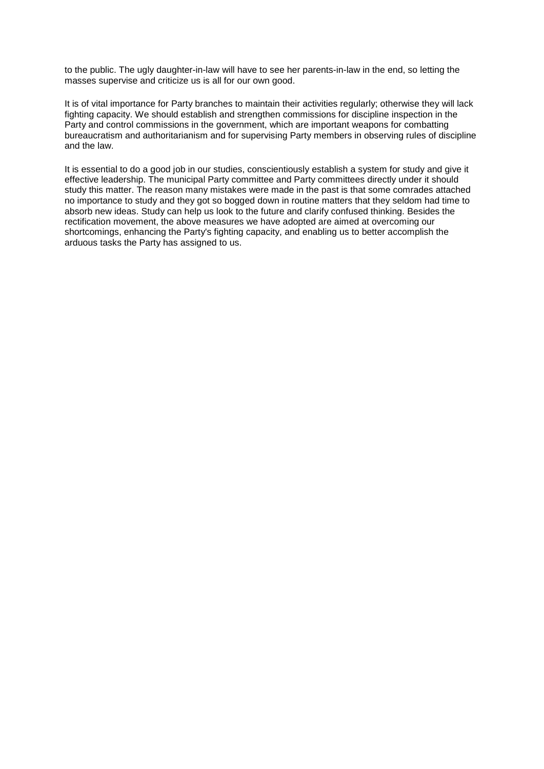to the public. The ugly daughter-in-law will have to see her parents-in-law in the end, so letting the masses supervise and criticize us is all for our own good.

It is of vital importance for Party branches to maintain their activities regularly; otherwise they will lack fighting capacity. We should establish and strengthen commissions for discipline inspection in the Party and control commissions in the government, which are important weapons for combatting bureaucratism and authoritarianism and for supervising Party members in observing rules of discipline and the law.

It is essential to do a good job in our studies, conscientiously establish a system for study and give it effective leadership. The municipal Party committee and Party committees directly under it should study this matter. The reason many mistakes were made in the past is that some comrades attached no importance to study and they got so bogged down in routine matters that they seldom had time to absorb new ideas. Study can help us look to the future and clarify confused thinking. Besides the rectification movement, the above measures we have adopted are aimed at overcoming our shortcomings, enhancing the Party's fighting capacity, and enabling us to better accomplish the arduous tasks the Party has assigned to us.